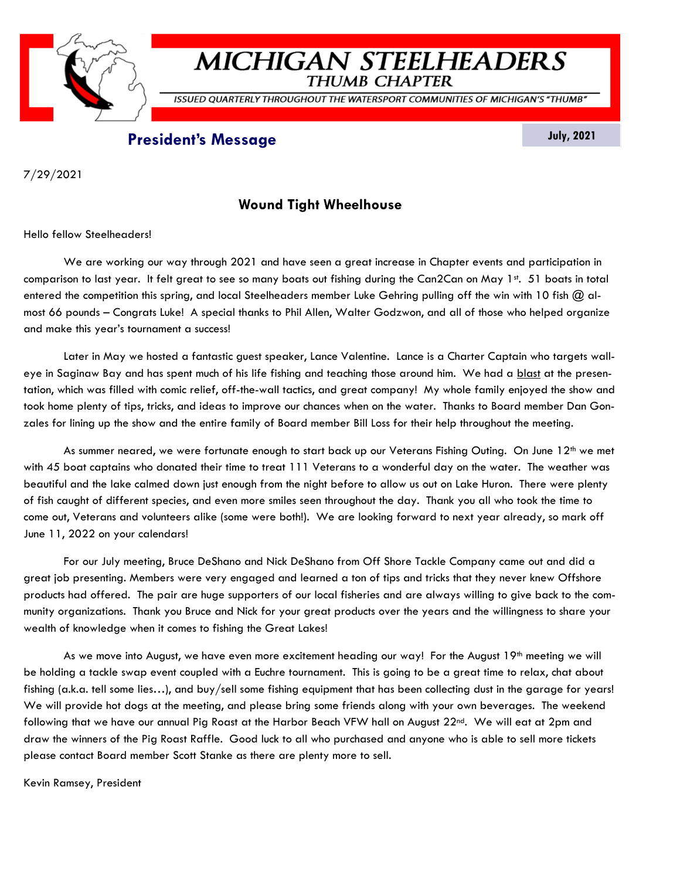# MICHIGAN STEELHEADERS

## THUMB CHAPTER

ISSUED QUARTERLY THROUGHOUT THE WATERSPORT COMMUNITIES OF MICHIGAN'S "THUMB"

## President's Message

July, 2021

7/29/2021

### Wound Tight Wheelhouse

Hello fellow Steelheaders!

We are working our way through 2021 and have seen a great increase in Chapter events and participation in comparison to last year. It felt great to see so many boats out fishing during the Can2Can on May 1st. 51 boats in total entered the competition this spring, and local Steelheaders member Luke Gehring pulling off the win with 10 fish @ almost 66 pounds – Congrats Luke! A special thanks to Phil Allen, Walter Godzwon, and all of those who helped organize and make this year's tournament a success!

Later in May we hosted a fantastic guest speaker, Lance Valentine. Lance is a Charter Captain who targets walleye in Saginaw Bay and has spent much of his life fishing and teaching those around him. We had a blast at the presentation, which was filled with comic relief, off-the-wall tactics, and great company! My whole family enjoyed the show and took home plenty of tips, tricks, and ideas to improve our chances when on the water. Thanks to Board member Dan Gonzales for lining up the show and the entire family of Board member Bill Loss for their help throughout the meeting.

As summer neared, we were fortunate enough to start back up our Veterans Fishing Outing. On June 12th we met with 45 boat captains who donated their time to treat 111 Veterans to a wonderful day on the water. The weather was beautiful and the lake calmed down just enough from the night before to allow us out on Lake Huron. There were plenty of fish caught of different species, and even more smiles seen throughout the day. Thank you all who took the time to come out, Veterans and volunteers alike (some were both!). We are looking forward to next year already, so mark off June 11, 2022 on your calendars!

For our July meeting, Bruce DeShano and Nick DeShano from Off Shore Tackle Company came out and did a great job presenting. Members were very engaged and learned a ton of tips and tricks that they never knew Offshore products had offered. The pair are huge supporters of our local fisheries and are always willing to give back to the community organizations. Thank you Bruce and Nick for your great products over the years and the willingness to share your wealth of knowledge when it comes to fishing the Great Lakes!

As we move into August, we have even more excitement heading our way! For the August 19th meeting we will be holding a tackle swap event coupled with a Euchre tournament. This is going to be a great time to relax, chat about fishing (a.k.a. tell some lies…), and buy/sell some fishing equipment that has been collecting dust in the garage for years! We will provide hot dogs at the meeting, and please bring some friends along with your own beverages. The weekend following that we have our annual Pig Roast at the Harbor Beach VFW hall on August 22nd. We will eat at 2pm and draw the winners of the Pig Roast Raffle. Good luck to all who purchased and anyone who is able to sell more tickets please contact Board member Scott Stanke as there are plenty more to sell.

Kevin Ramsey, President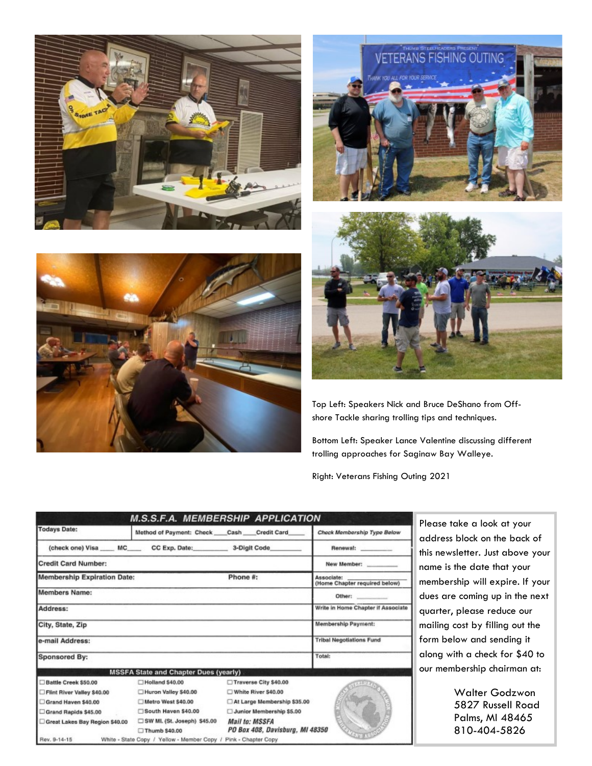Top Left: Speakers Nick and Bruce DeShano from Off-shore Tackle sharing trolling tips and techniques.

Bottom Left: Speaker Lance Valentine discussing different trolling approaches for Saginaw Bay Walleye.

Right: Veterans Fishing Outing 2021

## M.S.S.F.A. MEMBERSHIP APPLICATION

| | | |
|---|---|---|
| Todays Date: | Method of Payment: Check \_\_\_\_Cash \_\_\_\_Credit Card\_\_\_\_\_ | Check Membership Type Below |
| (check one) Visa \_\_\_\_ MC\_\_\_\_ | CC Exp. Date:\_\_\_\_\_\_\_\_\_ 3-Digit Code\_\_\_\_\_\_\_\_ | Renewal: \_\_\_\_\_\_\_\_\_ |
| Credit Card Number: | | New Member: \_\_\_\_\_\_\_\_\_ |
| Membership Expiration Date: | Phone #: | Associate: (Home Chapter required below) |
| Members Name: | | Other: \_\_\_\_\_\_\_\_\_ |
| Address: | | Write in Home Chapter if Associate |
| City, State, Zip | | Membership Payment: |
| e-mail Address: | | Tribal Negotiations Fund |
| Sponsored By: | | Total: |

**MSSFA State and Chapter Dues (yearly)**

| | | |
|---|---|---|
| ☐ Battle Creek $50.00 | ☐ Holland $40.00 | ☐ Traverse City $40.00 |
| ☐ Flint River Valley $40.00 | ☐ Huron Valley $40.00 | ☐ White River $40.00 |
| ☐ Grand Haven $40.00 | ☐ Metro West $40.00 | ☐ At Large Membership $35.00 |
| ☐ Grand Rapids $45.00 | ☐ South Haven $40.00 | ☐ Junior Membership $5.00 |
| ☐ Great Lakes Bay Region $40.00 | ☐ SW MI. (St. Joseph) $45.00 | *Mail to: MSSFA* |
| | ☐ Thumb $40.00 | *PO Box 408, Davisburg, MI 48350* |

Rev. 9-14-15 White - State Copy / Yellow - Member Copy / Pink - Chapter Copy

Please take a look at your address block on the back of this newsletter. Just above your name is the date that your membership will expire. If your dues are coming up in the next quarter, please reduce our mailing cost by filling out the form below and sending it along with a check for $40 to our membership chairman at:

Walter Godzwon
5827 Russell Road
Palms, MI 48465
810-404-5826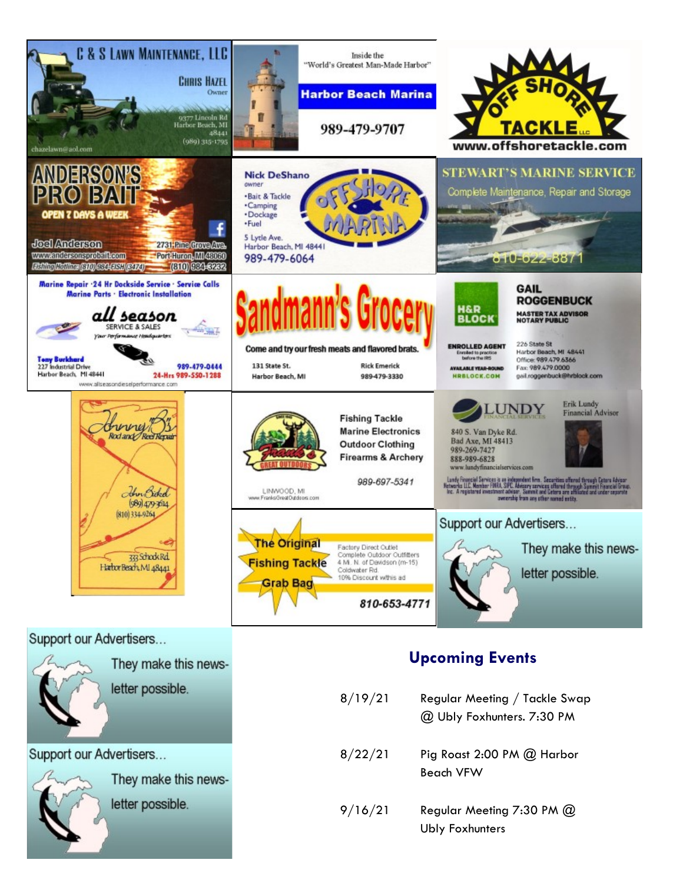C & S LAWN MAINTENANCE, LLC

CHRIS HAZEL
Owner

9377 Lincoln Rd
Harbor Beach, MI
48441
(989) 315-1795

chazelawn@aol.com

Inside the
"World's Greatest Man-Made Harbor"

**Harbor Beach Marina**

989-479-9707

OFF SHORE TACKLE LLC

www.offshoretacke.com

ANDERSON'S PRO BAIT

OPEN 7 DAYS A WEEK

Joel Anderson
www.andersonsprobait.com
Fishing Hotline: (810) 984-FISH (3474)

2731 Pine Grove Ave.
Port Huron, MI 48060
(810) 984-3232

Nick DeShano
owner

- Bait & Tackle
- Camping
- Dockage
- Fuel

OFFSHORE MARINA

5 Lytle Ave.
Harbor Beach, MI 48441
989-479-6064

STEWART'S MARINE SERVICE

Complete Maintenance, Repair and Storage

810-622-8871

Marine Repair · 24 Hr Dockside Service · Service Calls
Marine Parts · Electronic Installation

all season
SERVICE & SALES
Your Performance Headquarters

Tony Burkhard
227 Industrial Drive
Harbor Beach, MI 48441

989-479-0444
24-Hrs 989-550-1288

www.allseasondieselperformance.com

Sandmann's Grocery

Come and try our fresh meats and flavored brats.

131 State St.
Harbor Beach, MI

Rick Emerick
989-479-3330

H&R BLOCK

GAIL ROGGENBUCK
MASTER TAX ADVISOR
NOTARY PUBLIC

ENROLLED AGENT
Enrolled to practice before the IRS

AVAILABLE YEAR-ROUND
HRBLOCK.COM

226 State St
Harbor Beach, MI 48441
Office: 989.479.6366
Fax: 989.479.0000
gail.roggenbuck@hrblock.com

Johnny B's
Rod and Reel Repair

John Bickel
(989) 479-3614
(810) 334-9264

333 Schock Rd.
Harbor Beach, MI 48441

Frank's GREAT OUTDOORS

Fishing Tackle
Marine Electronics
Outdoor Clothing
Firearms & Archery

989-697-5341

LINWOOD, MI
www.FranksGreatOutdoors.com

LUNDY FINANCIAL SERVICES

Erik Lundy
Financial Advisor

840 S. Van Dyke Rd.
Bad Axe, MI 48413
989-269-7427
888-989-6828
www.lundyfinancialservices.com

Lundy Financial Services is an independent firm. Securities offered through Cetera Advisor Networks LLC. Member FINRA, SIPC. Advisory services offered through Summit Financial Group, Inc. A registered investment adviser. Summit and Cetera are affiliated and under separate ownership from any other named entity.

The Original Fishing Tackle Grab Bag

Factory Direct Outlet
Complete Outdoor Outfitters
4 Mi. N. of Davidson (m-15)
Coldwater Rd.
10% Discount w/this ad

810-653-4771

Support our Advertisers... They make this newsletter possible.

Support our Advertisers... They make this newsletter possible.

Support our Advertisers... They make this newsletter possible.

## Upcoming Events

| | |
|---|---|
| 8/19/21 | Regular Meeting / Tackle Swap @ Ubly Foxhunters. 7:30 PM |
| 8/22/21 | Pig Roast 2:00 PM @ Harbor Beach VFW |
| 9/16/21 | Regular Meeting 7:30 PM @ Ubly Foxhunters |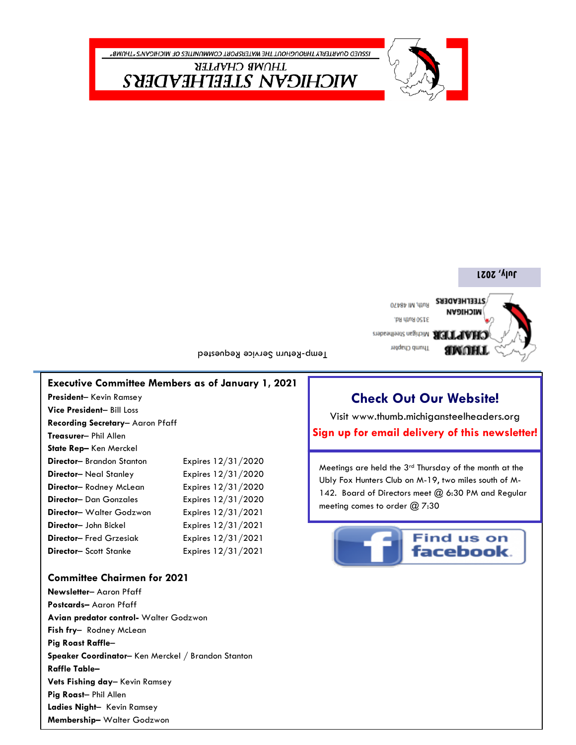MICHIGAN STEELHEADERS

THUMB CHAPTER

ISSUED QUARTERLY THROUGHOUT THE WATERSPORT COMMUNITIES OF MICHIGAN'S "THUMB"

July, 2021

THUMB CHAPTER MICHIGAN STEELHEADERS

Thumb Chapter
Michigan Steelheaders
3150 Ruth Rd.
Ruth, MI 48470

Temp-Return Service Requested

### Executive Committee Members as of January 1, 2021

**President**– Kevin Ramsey
**Vice President**– Bill Loss
**Recording Secretary**– Aaron Pfaff
**Treasurer**– Phil Allen
**State Rep**– Ken Merckel

| | |
|---|---|
| **Director**– Brandon Stanton | Expires 12/31/2020 |
| **Director**– Neal Stanley | Expires 12/31/2020 |
| **Director**– Rodney McLean | Expires 12/31/2020 |
| **Director**– Dan Gonzales | Expires 12/31/2020 |
| **Director**– Walter Godzwon | Expires 12/31/2021 |
| **Director**– John Bickel | Expires 12/31/2021 |
| **Director**– Fred Grzesiak | Expires 12/31/2021 |
| **Director**– Scott Stanke | Expires 12/31/2021 |

### Committee Chairmen for 2021

**Newsletter**– Aaron Pfaff
**Postcards**– Aaron Pfaff
**Avian predator control**- Walter Godzwon
**Fish fry**– Rodney McLean
**Pig Roast Raffle**–
**Speaker Coordinator**– Ken Merckel / Brandon Stanton
**Raffle Table**–
**Vets Fishing day**– Kevin Ramsey
**Pig Roast**– Phil Allen
**Ladies Night**– Kevin Ramsey
**Membership**– Walter Godzwon

## Check Out Our Website!

Visit www.thumb.michigansteelheaders.org

**Sign up for email delivery of this newsletter!**

Meetings are held the 3rd Thursday of the month at the Ubly Fox Hunters Club on M-19, two miles south of M-142. Board of Directors meet @ 6:30 PM and Regular meeting comes to order @ 7:30

Find us on facebook.